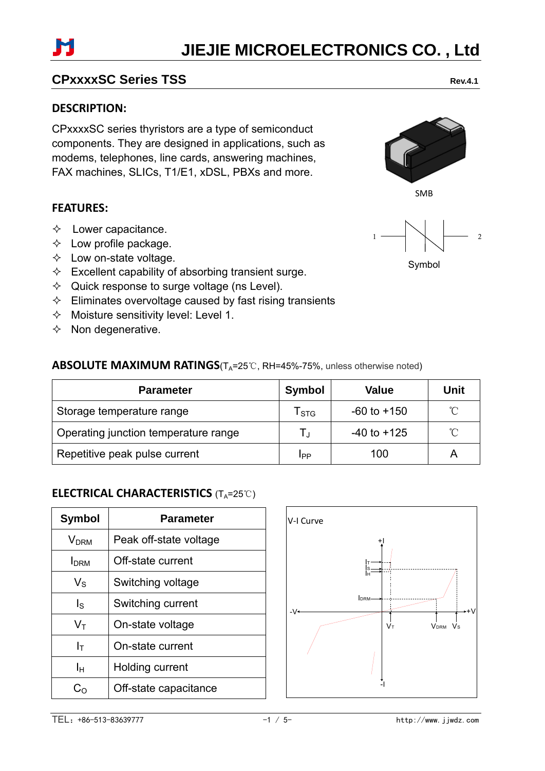# JIEJIE MICROELECTRONICS CO. , Ltd

## CPxxxxSC Series TSS

Rev.4.1

### DESCRIPTION:

CPxxxxSC series thyristors are a type of semiconduct components. They are designed in applications, such as modems, telephones, line cards, answering machines, FAX machines, SLICs, T1/E1, xDSL, PBXs and more.

SMB

Symbol

### FEATURES:

- ✧ Lower capacitance.
- ✧ Low profile package.
- ✧ Low on-state voltage.
- ✧ Excellent capability of absorbing transient surge.
- ✧ Quick response to surge voltage (ns Level).
- ✧ Eliminates overvoltage caused by fast rising transients
- ✧ Moisture sensitivity level: Level 1.
- ✧ Non degenerative.

### ABSOLUTE MAXIMUM RATINGS($T_A$=25℃, RH=45%-75%, unless otherwise noted)

| Parameter | Symbol | Value | Unit |
|---|---|---|---|
| Storage temperature range | $T_{STG}$ | -60 to +150 | ℃ |
| Operating junction temperature range | $T_J$ | -40 to +125 | ℃ |
| Repetitive peak pulse current | $I_{PP}$ | 100 | A |

### ELECTRICAL CHARACTERISTICS ($T_A$=25℃)

| Symbol | Parameter |
|---|---|
| $V_{DRM}$ | Peak off-state voltage |
| $I_{DRM}$ | Off-state current |
| $V_S$ | Switching voltage |
| $I_S$ | Switching current |
| $V_T$ | On-state voltage |
| $I_T$ | On-state current |
| $I_H$ | Holding current |
| $C_O$ | Off-state capacitance |

V-I Curve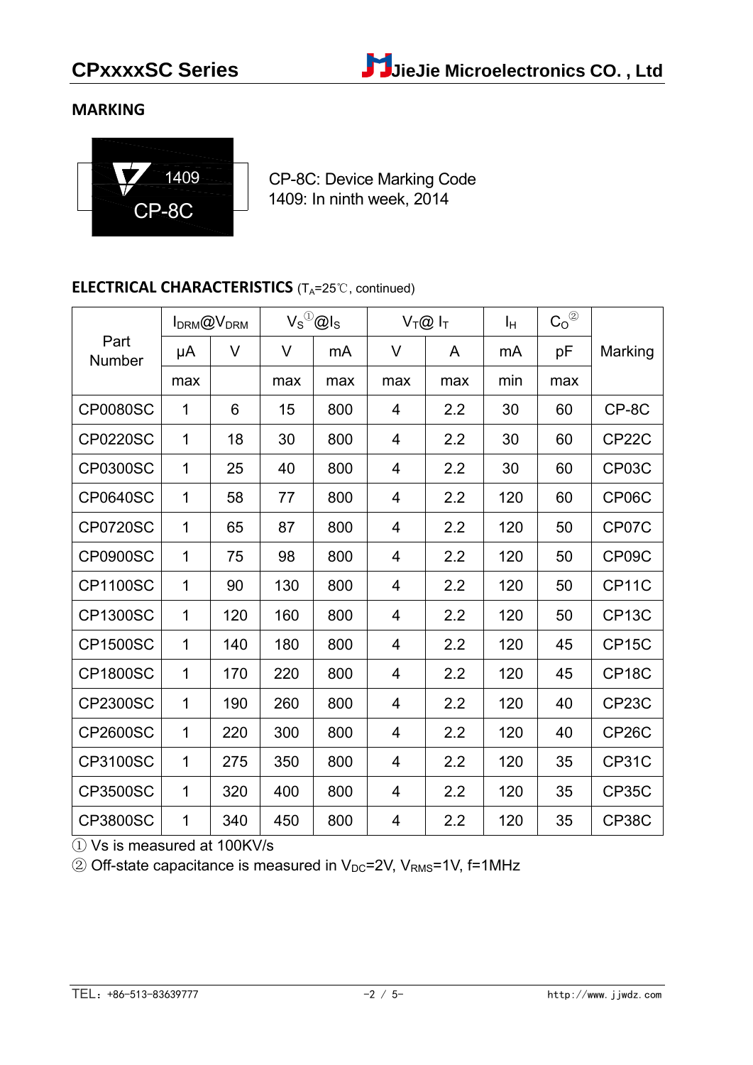## MARKING

CP-8C: Device Marking Code
1409: In ninth week, 2014

## ELECTRICAL CHARACTERISTICS ($T_A$=25℃, continued)

| Part Number | $I_{DRM}$@$V_{DRM}$ | | $V_S$[①]@$I_S$ | | $V_T$@ $I_T$ | | $I_H$ | $C_O$[②] | Marking |
|---|---|---|---|---|---|---|---|---|---|
| | μA | V | V | mA | V | A | mA | pF | |
| | max | | max | max | max | max | min | max | |
| CP0080SC | 1 | 6 | 15 | 800 | 4 | 2.2 | 30 | 60 | CP-8C |
| CP0220SC | 1 | 18 | 30 | 800 | 4 | 2.2 | 30 | 60 | CP22C |
| CP0300SC | 1 | 25 | 40 | 800 | 4 | 2.2 | 30 | 60 | CP03C |
| CP0640SC | 1 | 58 | 77 | 800 | 4 | 2.2 | 120 | 60 | CP06C |
| CP0720SC | 1 | 65 | 87 | 800 | 4 | 2.2 | 120 | 50 | CP07C |
| CP0900SC | 1 | 75 | 98 | 800 | 4 | 2.2 | 120 | 50 | CP09C |
| CP1100SC | 1 | 90 | 130 | 800 | 4 | 2.2 | 120 | 50 | CP11C |
| CP1300SC | 1 | 120 | 160 | 800 | 4 | 2.2 | 120 | 50 | CP13C |
| CP1500SC | 1 | 140 | 180 | 800 | 4 | 2.2 | 120 | 45 | CP15C |
| CP1800SC | 1 | 170 | 220 | 800 | 4 | 2.2 | 120 | 45 | CP18C |
| CP2300SC | 1 | 190 | 260 | 800 | 4 | 2.2 | 120 | 40 | CP23C |
| CP2600SC | 1 | 220 | 300 | 800 | 4 | 2.2 | 120 | 40 | CP26C |
| CP3100SC | 1 | 275 | 350 | 800 | 4 | 2.2 | 120 | 35 | CP31C |
| CP3500SC | 1 | 320 | 400 | 800 | 4 | 2.2 | 120 | 35 | CP35C |
| CP3800SC | 1 | 340 | 450 | 800 | 4 | 2.2 | 120 | 35 | CP38C |

① Vs is measured at 100KV/s

② Off-state capacitance is measured in $V_{DC}$=2V, $V_{RMS}$=1V, f=1MHz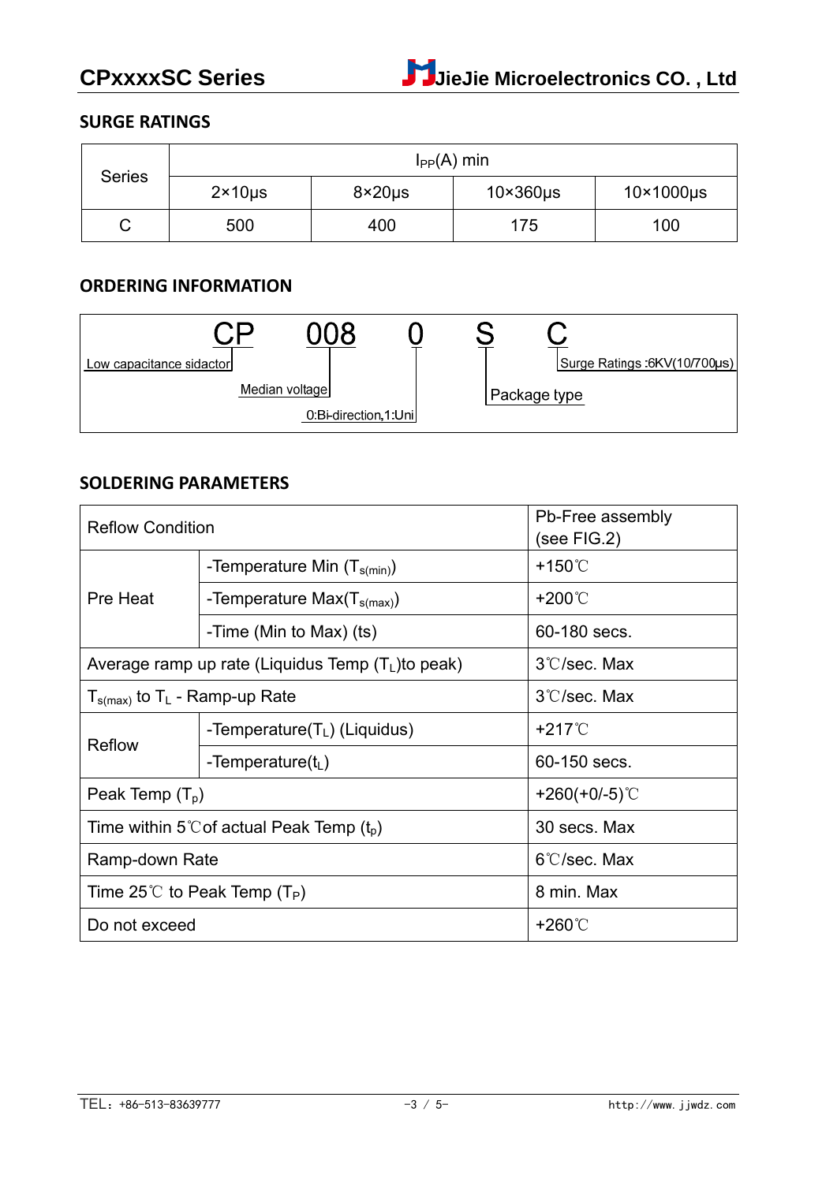## SURGE RATINGS

| Series | $I_{PP}$(A) min | | | |
|---|---|---|---|---|
| | 2×10μs | 8×20μs | 10×360μs | 10×1000μs |
| C | 500 | 400 | 175 | 100 |

## ORDERING INFORMATION

CP 008 0 S C

- CP: Low capacitance sidactor
- 008: Median voltage
- 0: 0:Bi-direction,1:Uni
- S: Package type
- C: Surge Ratings :6KV(10/700μs)

## SOLDERING PARAMETERS

| Reflow Condition | | Pb-Free assembly (see FIG.2) |
|---|---|---|
| Pre Heat | -Temperature Min ($T_{s(min)}$) | +150℃ |
| | -Temperature Max($T_{s(max)}$) | +200℃ |
| | -Time (Min to Max) (ts) | 60-180 secs. |
| Average ramp up rate (Liquidus Temp ($T_L$)to peak) | | 3℃/sec. Max |
| $T_{s(max)}$ to $T_L$ - Ramp-up Rate | | 3℃/sec. Max |
| Reflow | -Temperature($T_L$) (Liquidus) | +217℃ |
| | -Temperature($t_L$) | 60-150 secs. |
| Peak Temp ($T_p$) | | +260(+0/-5)℃ |
| Time within 5℃of actual Peak Temp ($t_p$) | | 30 secs. Max |
| Ramp-down Rate | | 6℃/sec. Max |
| Time 25℃ to Peak Temp ($T_P$) | | 8 min. Max |
| Do not exceed | | +260℃ |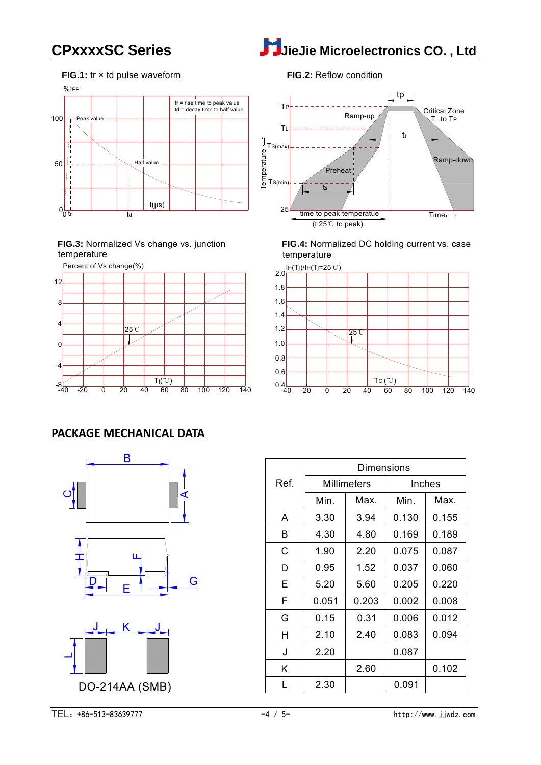**FIG.1:** tr × td pulse waveform

%IPP

tr = rise time to peak value
td = decay time to half value

100 — Peak value
50 — Half value

t(μs)

**FIG.2:** Reflow condition

tp, TP, TL, TS(max), TS(min), 25, Ramp-up, Critical Zone TL to TP, tL, Ramp-down, Preheat, ts, Temperature, Time, time to peak temperature (t 25℃ to peak)

**FIG.3:** Normalized Vs change vs. junction temperature

Percent of Vs change(%)

25℃

Tj(℃)

**FIG.4:** Normalized DC holding current vs. case temperature

IH(Tj)/IH(Tj=25℃)

25℃

Tc (℃)

## PACKAGE MECHANICAL DATA

DO-214AA (SMB)

| Ref. | Dimensions | | | |
|---|---|---|---|---|
| | Millimeters | | Inches | |
| | Min. | Max. | Min. | Max. |
| A | 3.30 | 3.94 | 0.130 | 0.155 |
| B | 4.30 | 4.80 | 0.169 | 0.189 |
| C | 1.90 | 2.20 | 0.075 | 0.087 |
| D | 0.95 | 1.52 | 0.037 | 0.060 |
| E | 5.20 | 5.60 | 0.205 | 0.220 |
| F | 0.051 | 0.203 | 0.002 | 0.008 |
| G | 0.15 | 0.31 | 0.006 | 0.012 |
| H | 2.10 | 2.40 | 0.083 | 0.094 |
| J | 2.20 | | 0.087 | |
| K | | 2.60 | | 0.102 |
| L | 2.30 | | 0.091 | |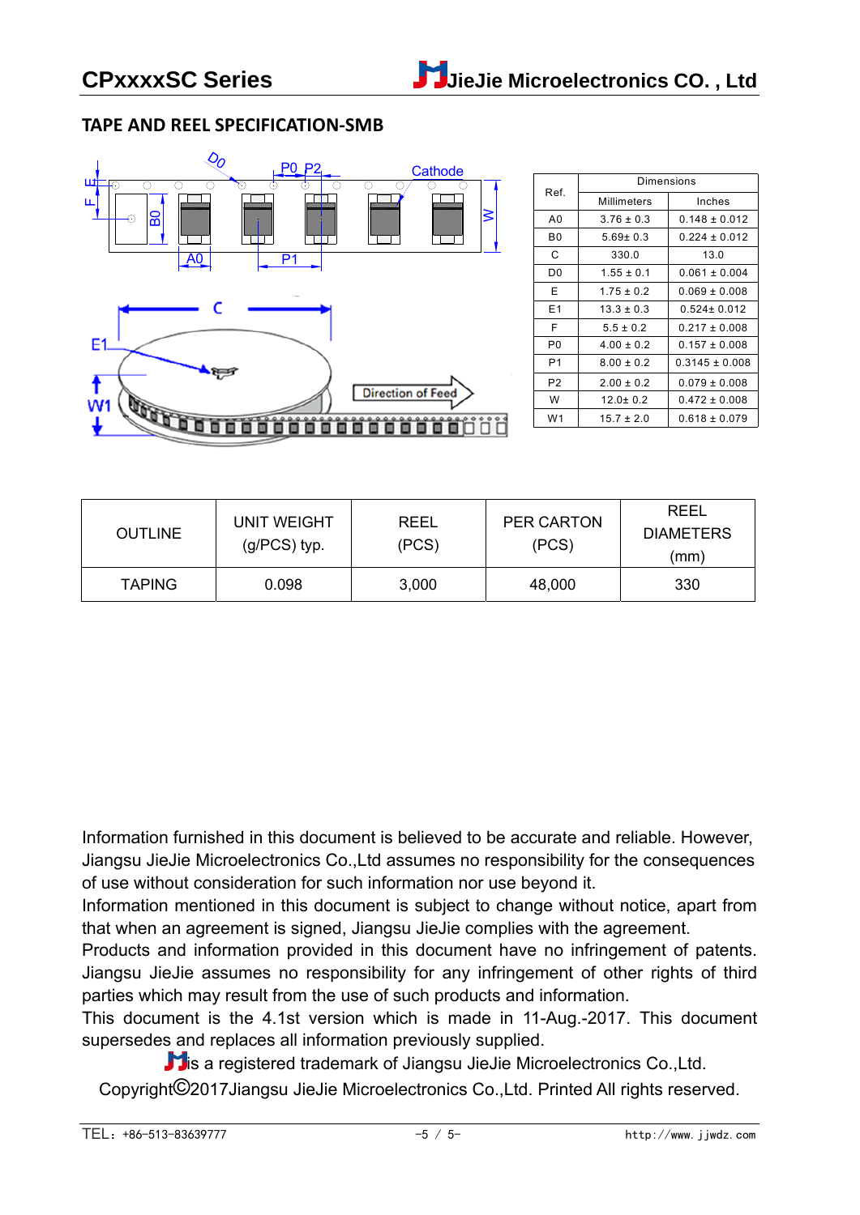## TAPE AND REEL SPECIFICATION-SMB

D0
P0 P2
Cathode
E F
B0
W
A0
P1
C
E1
W1
Direction of Feed

| Ref. | Dimensions | |
|---|---|---|
| | Millimeters | Inches |
| A0 | 3.76 ± 0.3 | 0.148 ± 0.012 |
| B0 | 5.69± 0.3 | 0.224 ± 0.012 |
| C | 330.0 | 13.0 |
| D0 | 1.55 ± 0.1 | 0.061 ± 0.004 |
| E | 1.75 ± 0.2 | 0.069 ± 0.008 |
| E1 | 13.3 ± 0.3 | 0.524± 0.012 |
| F | 5.5 ± 0.2 | 0.217 ± 0.008 |
| P0 | 4.00 ± 0.2 | 0.157 ± 0.008 |
| P1 | 8.00 ± 0.2 | 0.3145 ± 0.008 |
| P2 | 2.00 ± 0.2 | 0.079 ± 0.008 |
| W | 12.0± 0.2 | 0.472 ± 0.008 |
| W1 | 15.7 ± 2.0 | 0.618 ± 0.079 |

| OUTLINE | UNIT WEIGHT (g/PCS) typ. | REEL (PCS) | PER CARTON (PCS) | REEL DIAMETERS (mm) |
|---|---|---|---|---|
| TAPING | 0.098 | 3,000 | 48,000 | 330 |

Information furnished in this document is believed to be accurate and reliable. However, Jiangsu JieJie Microelectronics Co.,Ltd assumes no responsibility for the consequences of use without consideration for such information nor use beyond it.
Information mentioned in this document is subject to change without notice, apart from that when an agreement is signed, Jiangsu JieJie complies with the agreement.
Products and information provided in this document have no infringement of patents. Jiangsu JieJie assumes no responsibility for any infringement of other rights of third parties which may result from the use of such products and information.
This document is the 4.1st version which is made in 11-Aug.-2017. This document supersedes and replaces all information previously supplied.

is a registered trademark of Jiangsu JieJie Microelectronics Co.,Ltd.

Copyright©2017Jiangsu JieJie Microelectronics Co.,Ltd. Printed All rights reserved.